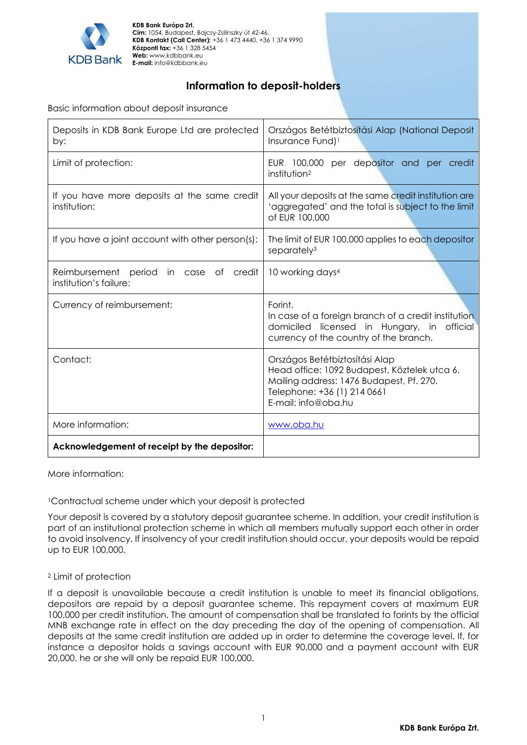**KDB Bank Európa Zrt.**
**Cím:** 1054, Budapest, Bajcsy-Zsilinszky út 42-46.
**KDB Kontakt (Call Center):** +36 1 473 4440, +36 1 374 9990
**Központi fax:** +36 1 328 5454
**Web:** www.kdbbank.eu
**E-mail:** info@kdbbank.eu

# Information to deposit-holders

Basic information about deposit insurance

| | |
|---|---|
| Deposits in KDB Bank Europe Ltd are protected by: | Országos Betétbiztosítási Alap (National Deposit Insurance Fund)[1] |
| Limit of protection: | EUR 100,000 per depositor and per credit institution[2] |
| If you have more deposits at the same credit institution: | All your deposits at the same credit institution are 'aggregated' and the total is subject to the limit of EUR 100,000 |
| If you have a joint account with other person(s): | The limit of EUR 100,000 applies to each depositor separately[3] |
| Reimbursement period in case of credit institution's failure: | 10 working days[4] |
| Currency of reimbursement: | Forint. In case of a foreign branch of a credit institution domiciled licensed in Hungary, in official currency of the country of the branch. |
| Contact: | Országos Betétbiztosítási Alap<br>Head office: 1092 Budapest, Köztelek utca 6.<br>Mailing address: 1476 Budapest, Pf. 270.<br>Telephone: +36 (1) 214 0661<br>E-mail: info@oba.hu |
| More information: | www.oba.hu |
| **Acknowledgement of receipt by the depositor:** | |

More information:

[1]Contractual scheme under which your deposit is protected

Your deposit is covered by a statutory deposit guarantee scheme. In addition, your credit institution is part of an institutional protection scheme in which all members mutually support each other in order to avoid insolvency. If insolvency of your credit institution should occur, your deposits would be repaid up to EUR 100,000.

[2] Limit of protection

If a deposit is unavailable because a credit institution is unable to meet its financial obligations, depositors are repaid by a deposit guarantee scheme. This repayment covers at maximum EUR 100,000 per credit institution. The amount of compensation shall be translated to forints by the official MNB exchange rate in effect on the day preceding the day of the opening of compensation. All deposits at the same credit institution are added up in order to determine the coverage level. If, for instance a depositor holds a savings account with EUR 90,000 and a payment account with EUR 20,000, he or she will only be repaid EUR 100,000.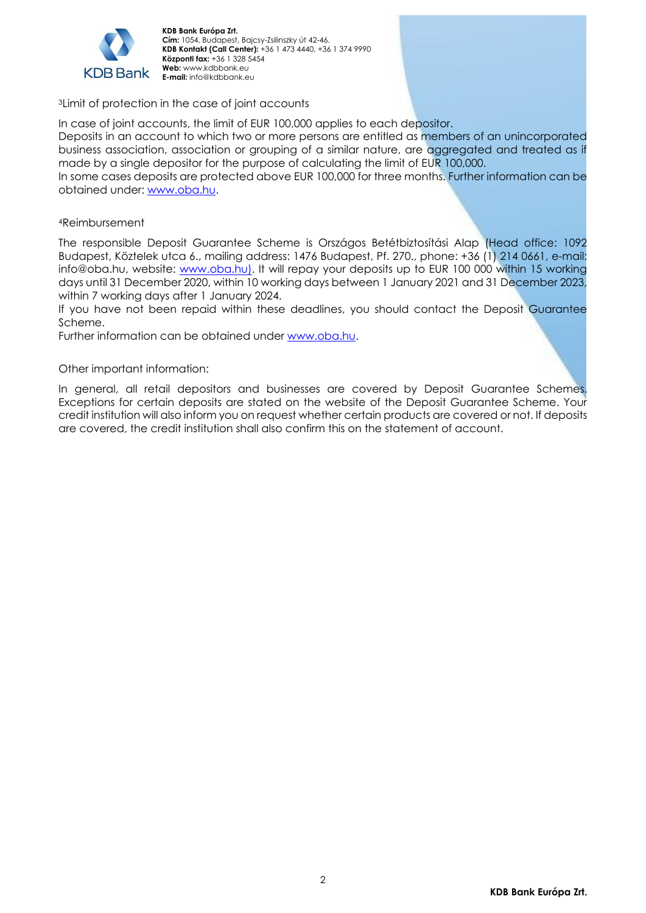[3]Limit of protection in the case of joint accounts

In case of joint accounts, the limit of EUR 100,000 applies to each depositor.
Deposits in an account to which two or more persons are entitled as members of an unincorporated business association, association or grouping of a similar nature, are aggregated and treated as if made by a single depositor for the purpose of calculating the limit of EUR 100,000.
In some cases deposits are protected above EUR 100,000 for three months. Further information can be obtained under: www.oba.hu.

[4]Reimbursement

The responsible Deposit Guarantee Scheme is Országos Betétbiztosítási Alap (Head office: 1092 Budapest, Köztelek utca 6., mailing address: 1476 Budapest, Pf. 270., phone: +36 (1) 214 0661, e-mail: info@oba.hu, website: www.oba.hu). It will repay your deposits up to EUR 100 000 within 15 working days until 31 December 2020, within 10 working days between 1 January 2021 and 31 December 2023, within 7 working days after 1 January 2024.
If you have not been repaid within these deadlines, you should contact the Deposit Guarantee Scheme.
Further information can be obtained under www.oba.hu.

Other important information:

In general, all retail depositors and businesses are covered by Deposit Guarantee Schemes. Exceptions for certain deposits are stated on the website of the Deposit Guarantee Scheme. Your credit institution will also inform you on request whether certain products are covered or not. If deposits are covered, the credit institution shall also confirm this on the statement of account.